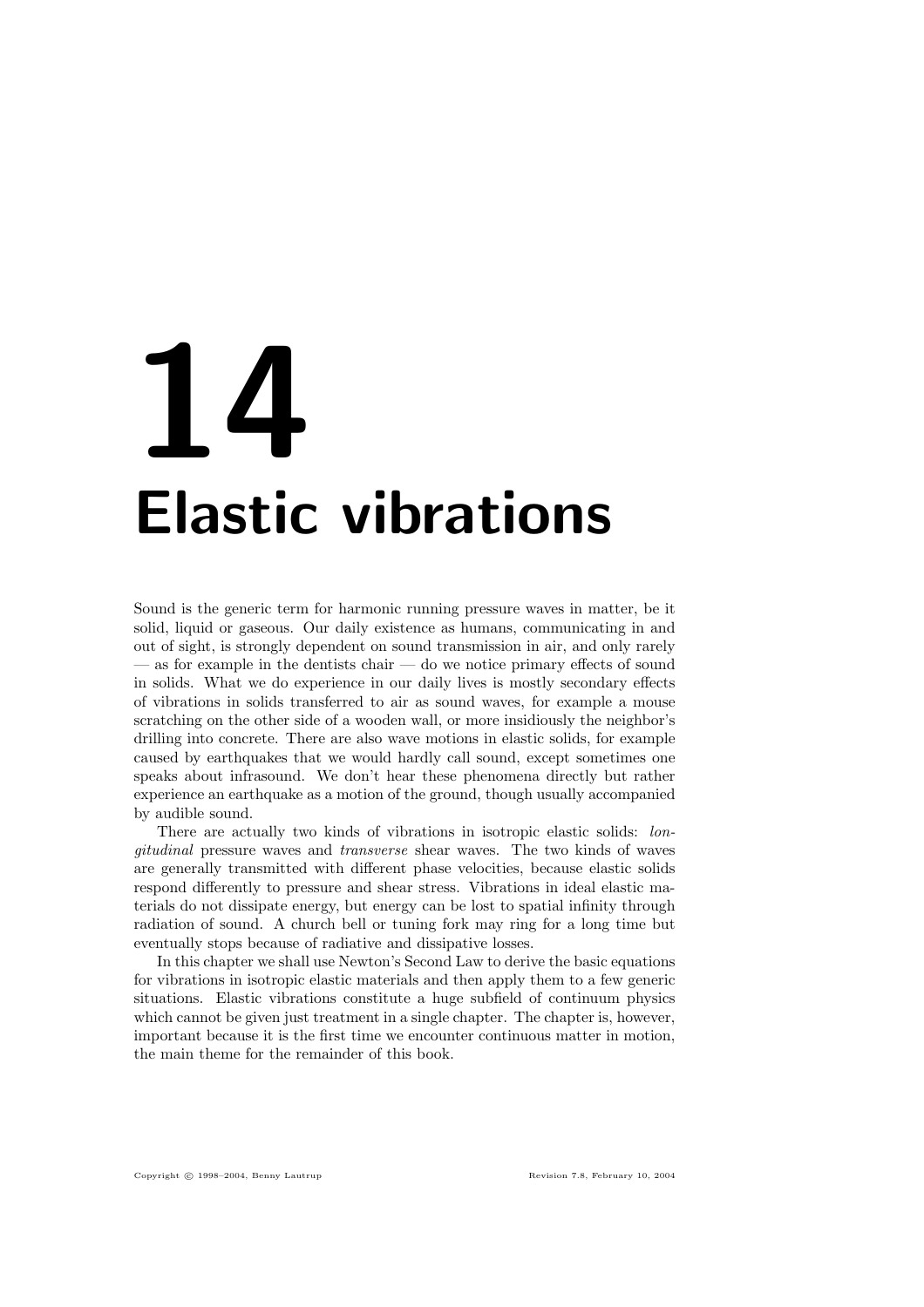# 14 Elastic vibrations

Sound is the generic term for harmonic running pressure waves in matter, be it solid, liquid or gaseous. Our daily existence as humans, communicating in and out of sight, is strongly dependent on sound transmission in air, and only rarely — as for example in the dentists chair — do we notice primary effects of sound in solids. What we do experience in our daily lives is mostly secondary effects of vibrations in solids transferred to air as sound waves, for example a mouse scratching on the other side of a wooden wall, or more insidiously the neighbor's drilling into concrete. There are also wave motions in elastic solids, for example caused by earthquakes that we would hardly call sound, except sometimes one speaks about infrasound. We don't hear these phenomena directly but rather experience an earthquake as a motion of the ground, though usually accompanied by audible sound.

There are actually two kinds of vibrations in isotropic elastic solids: *longitudinal* pressure waves and *transverse* shear waves. The two kinds of waves are generally transmitted with different phase velocities, because elastic solids respond differently to pressure and shear stress. Vibrations in ideal elastic materials do not dissipate energy, but energy can be lost to spatial infinity through radiation of sound. A church bell or tuning fork may ring for a long time but eventually stops because of radiative and dissipative losses.

In this chapter we shall use Newton's Second Law to derive the basic equations for vibrations in isotropic elastic materials and then apply them to a few generic situations. Elastic vibrations constitute a huge subfield of continuum physics which cannot be given just treatment in a single chapter. The chapter is, however, important because it is the first time we encounter continuous matter in motion, the main theme for the remainder of this book.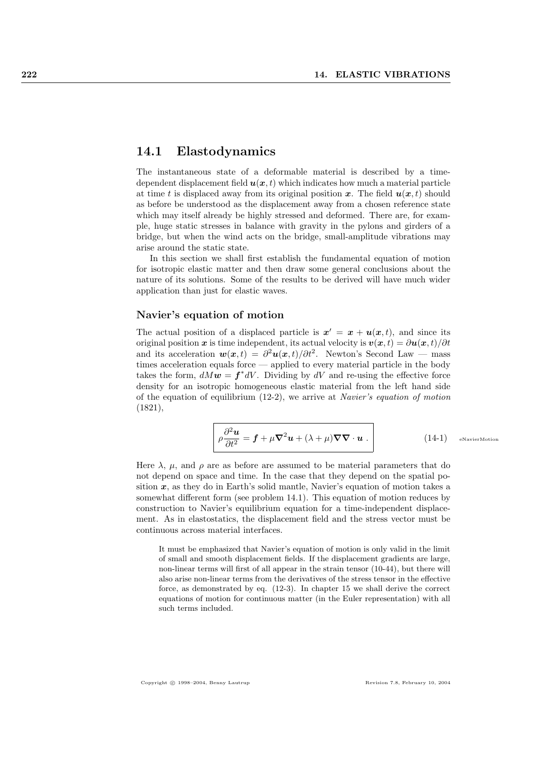## 14.1 Elastodynamics

The instantaneous state of a deformable material is described by a time-dependent displacement field $\boldsymbol{u}(\boldsymbol{x}, t)$ which indicates how much a material particle at time $t$ is displaced away from its original position $\boldsymbol{x}$. The field $\boldsymbol{u}(\boldsymbol{x}, t)$ should as before be understood as the displacement away from a chosen reference state which may itself already be highly stressed and deformed. There are, for example, huge static stresses in balance with gravity in the pylons and girders of a bridge, but when the wind acts on the bridge, small-amplitude vibrations may arise around the static state.

In this section we shall first establish the fundamental equation of motion for isotropic elastic matter and then draw some general conclusions about the nature of its solutions. Some of the results to be derived will have much wider application than just for elastic waves.

### Navier's equation of motion

The actual position of a displaced particle is $\boldsymbol{x}' = \boldsymbol{x} + \boldsymbol{u}(\boldsymbol{x}, t)$, and since its original position $\boldsymbol{x}$ is time independent, its actual velocity is $\boldsymbol{v}(\boldsymbol{x}, t) = \partial \boldsymbol{u}(\boldsymbol{x}, t)/\partial t$ and its acceleration $\boldsymbol{w}(\boldsymbol{x}, t) = \partial^2 \boldsymbol{u}(\boldsymbol{x}, t)/\partial t^2$. Newton's Second Law — mass times acceleration equals force — applied to every material particle in the body takes the form, $dM\boldsymbol{w} = \boldsymbol{f}^* dV$. Dividing by $dV$ and re-using the effective force density for an isotropic homogeneous elastic material from the left hand side of the equation of equilibrium (12-2), we arrive at *Navier's equation of motion* (1821),

$$\boxed{\rho \frac{\partial^2 \boldsymbol{u}}{\partial t^2} = \boldsymbol{f} + \mu \boldsymbol{\nabla}^2 \boldsymbol{u} + (\lambda + \mu) \boldsymbol{\nabla} \boldsymbol{\nabla} \cdot \boldsymbol{u} \ .} \tag{14-1}$$

Here $\lambda$, $\mu$, and $\rho$ are as before are assumed to be material parameters that do not depend on space and time. In the case that they depend on the spatial position $\boldsymbol{x}$, as they do in Earth's solid mantle, Navier's equation of motion takes a somewhat different form (see problem 14.1). This equation of motion reduces by construction to Navier's equilibrium equation for a time-independent displacement. As in elastostatics, the displacement field and the stress vector must be continuous across material interfaces.

It must be emphasized that Navier's equation of motion is only valid in the limit of small and smooth displacement fields. If the displacement gradients are large, non-linear terms will first of all appear in the strain tensor (10-44), but there will also arise non-linear terms from the derivatives of the stress tensor in the effective force, as demonstrated by eq. (12-3). In chapter 15 we shall derive the correct equations of motion for continuous matter (in the Euler representation) with all such terms included.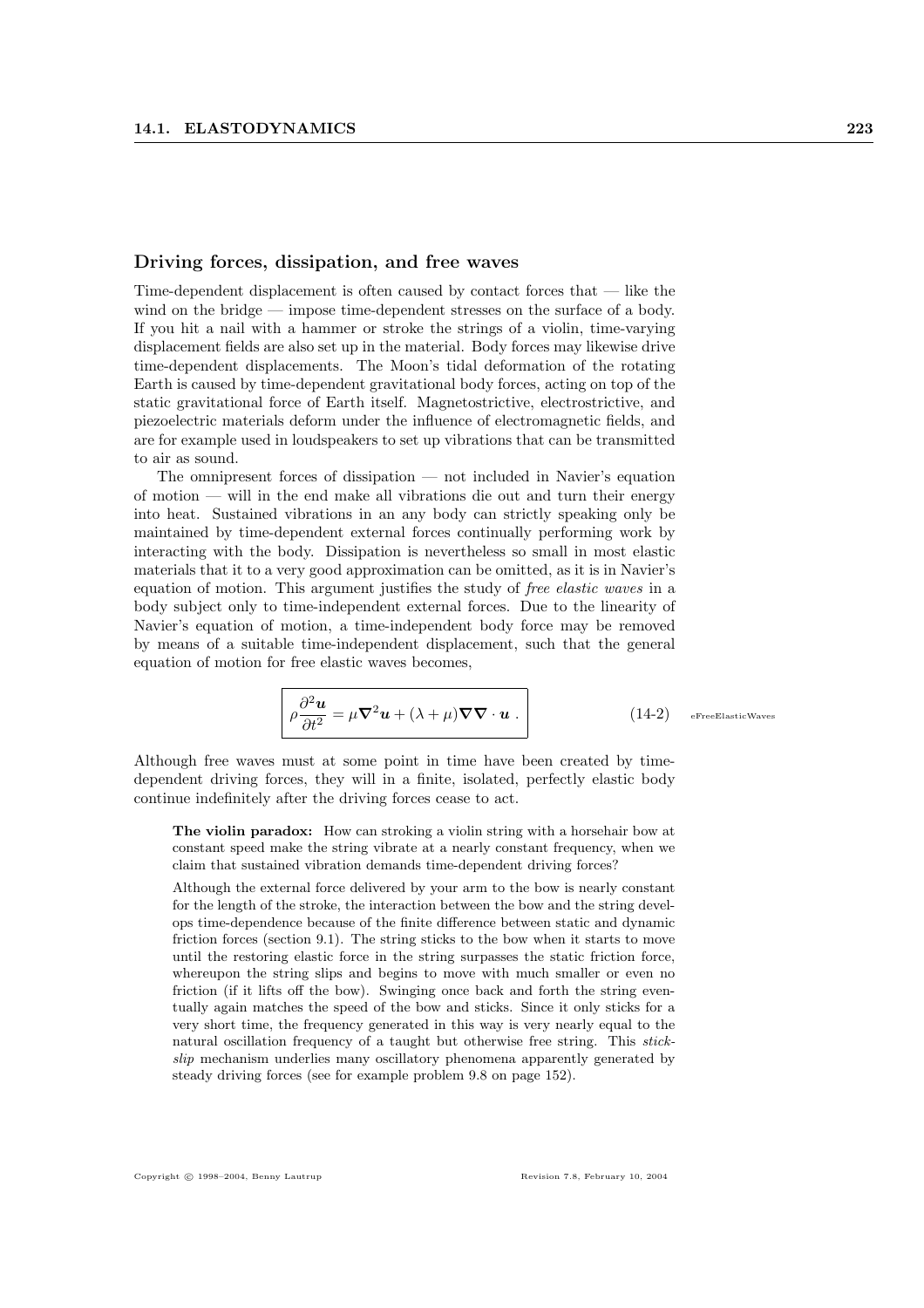### Driving forces, dissipation, and free waves

Time-dependent displacement is often caused by contact forces that — like the wind on the bridge — impose time-dependent stresses on the surface of a body. If you hit a nail with a hammer or stroke the strings of a violin, time-varying displacement fields are also set up in the material. Body forces may likewise drive time-dependent displacements. The Moon's tidal deformation of the rotating Earth is caused by time-dependent gravitational body forces, acting on top of the static gravitational force of Earth itself. Magnetostrictive, electrostrictive, and piezoelectric materials deform under the influence of electromagnetic fields, and are for example used in loudspeakers to set up vibrations that can be transmitted to air as sound.

The omnipresent forces of dissipation — not included in Navier's equation of motion — will in the end make all vibrations die out and turn their energy into heat. Sustained vibrations in an any body can strictly speaking only be maintained by time-dependent external forces continually performing work by interacting with the body. Dissipation is nevertheless so small in most elastic materials that it to a very good approximation can be omitted, as it is in Navier's equation of motion. This argument justifies the study of *free elastic waves* in a body subject only to time-independent external forces. Due to the linearity of Navier's equation of motion, a time-independent body force may be removed by means of a suitable time-independent displacement, such that the general equation of motion for free elastic waves becomes,

$$\boxed{\rho \frac{\partial^2 \boldsymbol{u}}{\partial t^2} = \mu \boldsymbol{\nabla}^2 \boldsymbol{u} + (\lambda + \mu) \boldsymbol{\nabla} \boldsymbol{\nabla} \cdot \boldsymbol{u} \; .} \tag{14-2}$$

Although free waves must at some point in time have been created by time-dependent driving forces, they will in a finite, isolated, perfectly elastic body continue indefinitely after the driving forces cease to act.

**The violin paradox:** How can stroking a violin string with a horsehair bow at constant speed make the string vibrate at a nearly constant frequency, when we claim that sustained vibration demands time-dependent driving forces?

Although the external force delivered by your arm to the bow is nearly constant for the length of the stroke, the interaction between the bow and the string develops time-dependence because of the finite difference between static and dynamic friction forces (section 9.1). The string sticks to the bow when it starts to move until the restoring elastic force in the string surpasses the static friction force, whereupon the string slips and begins to move with much smaller or even no friction (if it lifts off the bow). Swinging once back and forth the string eventually again matches the speed of the bow and sticks. Since it only sticks for a very short time, the frequency generated in this way is very nearly equal to the natural oscillation frequency of a taught but otherwise free string. This *stick-slip* mechanism underlies many oscillatory phenomena apparently generated by steady driving forces (see for example problem 9.8 on page 152).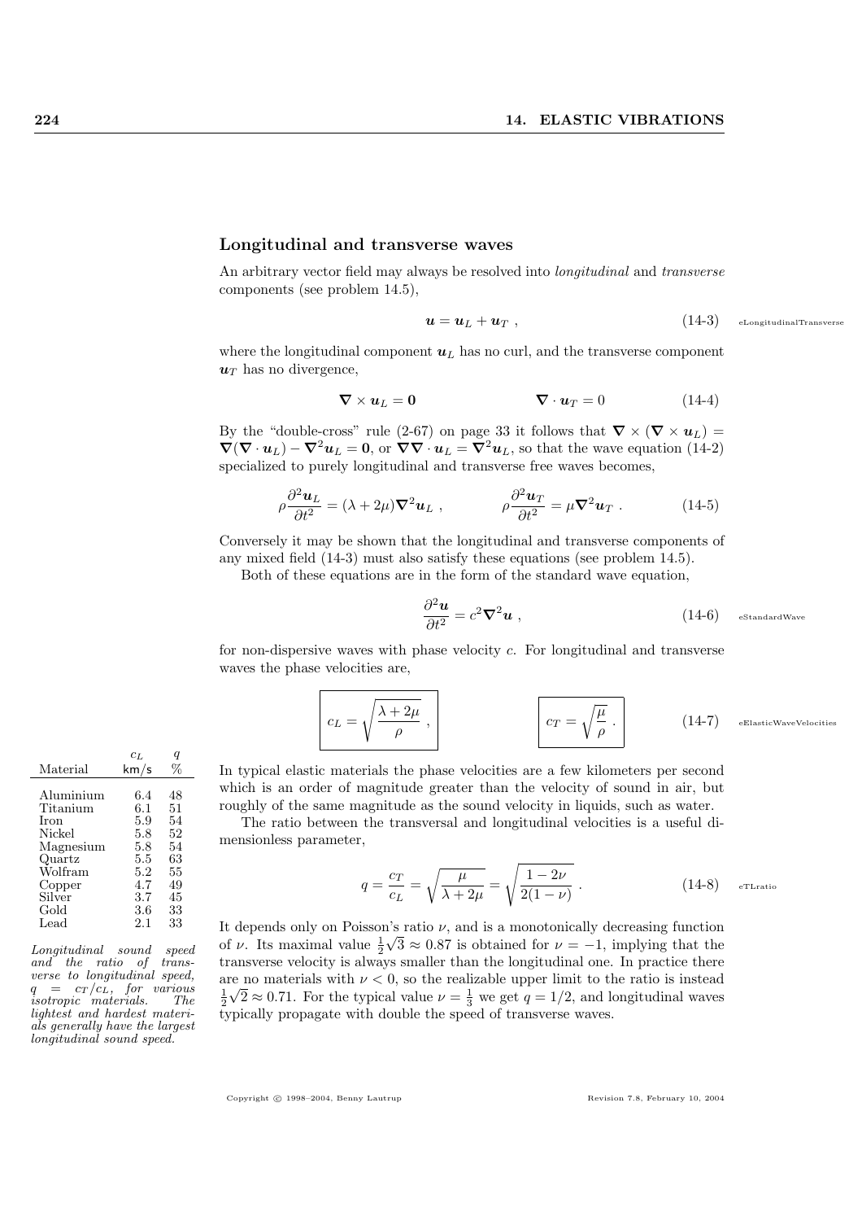## Longitudinal and transverse waves

An arbitrary vector field may always be resolved into *longitudinal* and *transverse* components (see problem 14.5),

$$\boldsymbol{u} = \boldsymbol{u}_L + \boldsymbol{u}_T \ , \tag{14-3}$$

where the longitudinal component $\boldsymbol{u}_L$ has no curl, and the transverse component $\boldsymbol{u}_T$ has no divergence,

$$\nabla \times \boldsymbol{u}_L = \boldsymbol{0} \qquad\qquad \nabla \cdot \boldsymbol{u}_T = 0 \tag{14-4}$$

By the "double-cross" rule (2-67) on page 33 it follows that $\nabla \times (\nabla \times \boldsymbol{u}_L) = \nabla(\nabla \cdot \boldsymbol{u}_L) - \nabla^2 \boldsymbol{u}_L = \boldsymbol{0}$, or $\nabla\nabla \cdot \boldsymbol{u}_L = \nabla^2 \boldsymbol{u}_L$, so that the wave equation (14-2) specialized to purely longitudinal and transverse free waves becomes,

$$\rho \frac{\partial^2 \boldsymbol{u}_L}{\partial t^2} = (\lambda + 2\mu)\nabla^2 \boldsymbol{u}_L \ , \qquad\qquad \rho \frac{\partial^2 \boldsymbol{u}_T}{\partial t^2} = \mu \nabla^2 \boldsymbol{u}_T \ . \tag{14-5}$$

Conversely it may be shown that the longitudinal and transverse components of any mixed field (14-3) must also satisfy these equations (see problem 14.5).

Both of these equations are in the form of the standard wave equation,

$$\frac{\partial^2 \boldsymbol{u}}{\partial t^2} = c^2 \nabla^2 \boldsymbol{u} \ , \tag{14-6}$$

for non-dispersive waves with phase velocity $c$. For longitudinal and transverse waves the phase velocities are,

$$c_L = \sqrt{\frac{\lambda + 2\mu}{\rho}} \ , \qquad\qquad c_T = \sqrt{\frac{\mu}{\rho}} \ . \tag{14-7}$$

In typical elastic materials the phase velocities are a few kilometers per second which is an order of magnitude greater than the velocity of sound in air, but roughly of the same magnitude as the sound velocity in liquids, such as water.

| Material | $c_L$ km/s | $q$ % |
|---|---|---|
| Aluminium | 6.4 | 48 |
| Titanium | 6.1 | 51 |
| Iron | 5.9 | 54 |
| Nickel | 5.8 | 52 |
| Magnesium | 5.8 | 54 |
| Quartz | 5.5 | 63 |
| Wolfram | 5.2 | 55 |
| Copper | 4.7 | 49 |
| Silver | 3.7 | 45 |
| Gold | 3.6 | 33 |
| Lead | 2.1 | 33 |

*Longitudinal sound speed and the ratio of transverse to longitudinal speed, $q = c_T/c_L$, for various isotropic materials. The lightest and hardest materials generally have the largest longitudinal sound speed.*

The ratio between the transversal and longitudinal velocities is a useful dimensionless parameter,

$$q = \frac{c_T}{c_L} = \sqrt{\frac{\mu}{\lambda + 2\mu}} = \sqrt{\frac{1 - 2\nu}{2(1 - \nu)}} \ . \tag{14-8}$$

It depends only on Poisson's ratio $\nu$, and is a monotonically decreasing function of $\nu$. Its maximal value $\frac{1}{2}\sqrt{3} \approx 0.87$ is obtained for $\nu = -1$, implying that the transverse velocity is always smaller than the longitudinal one. In practice there are no materials with $\nu < 0$, so the realizable upper limit to the ratio is instead $\frac{1}{2}\sqrt{2} \approx 0.71$. For the typical value $\nu = \frac{1}{3}$ we get $q = 1/2$, and longitudinal waves typically propagate with double the speed of transverse waves.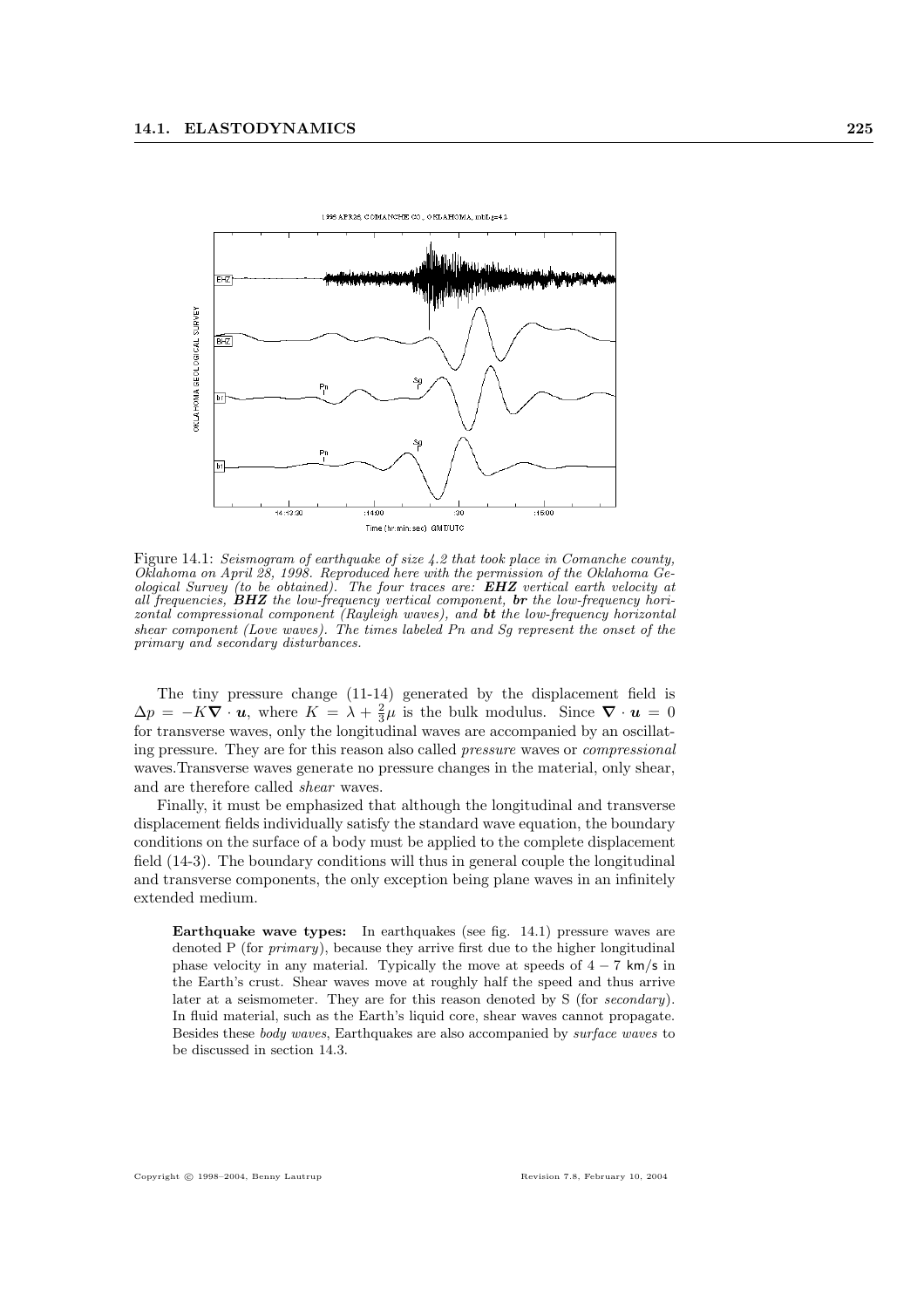Figure 14.1: *Seismogram of earthquake of size 4.2 that took place in Comanche county, Oklahoma on April 28, 1998. Reproduced here with the permission of the Oklahoma Geological Survey (to be obtained). The four traces are:* ***EHZ*** *vertical earth velocity at all frequencies,* ***BHZ*** *the low-frequency vertical component,* ***br*** *the low-frequency horizontal compressional component (Rayleigh waves), and* ***bt*** *the low-frequency horizontal shear component (Love waves). The times labeled Pn and Sg represent the onset of the primary and secondary disturbances.*

The tiny pressure change (11-14) generated by the displacement field is $\Delta p = -K \nabla \cdot \boldsymbol{u}$, where $K = \lambda + \frac{2}{3}\mu$ is the bulk modulus. Since $\nabla \cdot \boldsymbol{u} = 0$ for transverse waves, only the longitudinal waves are accompanied by an oscillating pressure. They are for this reason also called *pressure* waves or *compressional* waves.Transverse waves generate no pressure changes in the material, only shear, and are therefore called *shear* waves.

Finally, it must be emphasized that although the longitudinal and transverse displacement fields individually satisfy the standard wave equation, the boundary conditions on the surface of a body must be applied to the complete displacement field (14-3). The boundary conditions will thus in general couple the longitudinal and transverse components, the only exception being plane waves in an infinitely extended medium.

**Earthquake wave types:** In earthquakes (see fig. 14.1) pressure waves are denoted P (for *primary*), because they arrive first due to the higher longitudinal phase velocity in any material. Typically the move at speeds of $4-7$ km/s in the Earth's crust. Shear waves move at roughly half the speed and thus arrive later at a seismometer. They are for this reason denoted by S (for *secondary*). In fluid material, such as the Earth's liquid core, shear waves cannot propagate. Besides these *body waves*, Earthquakes are also accompanied by *surface waves* to be discussed in section 14.3.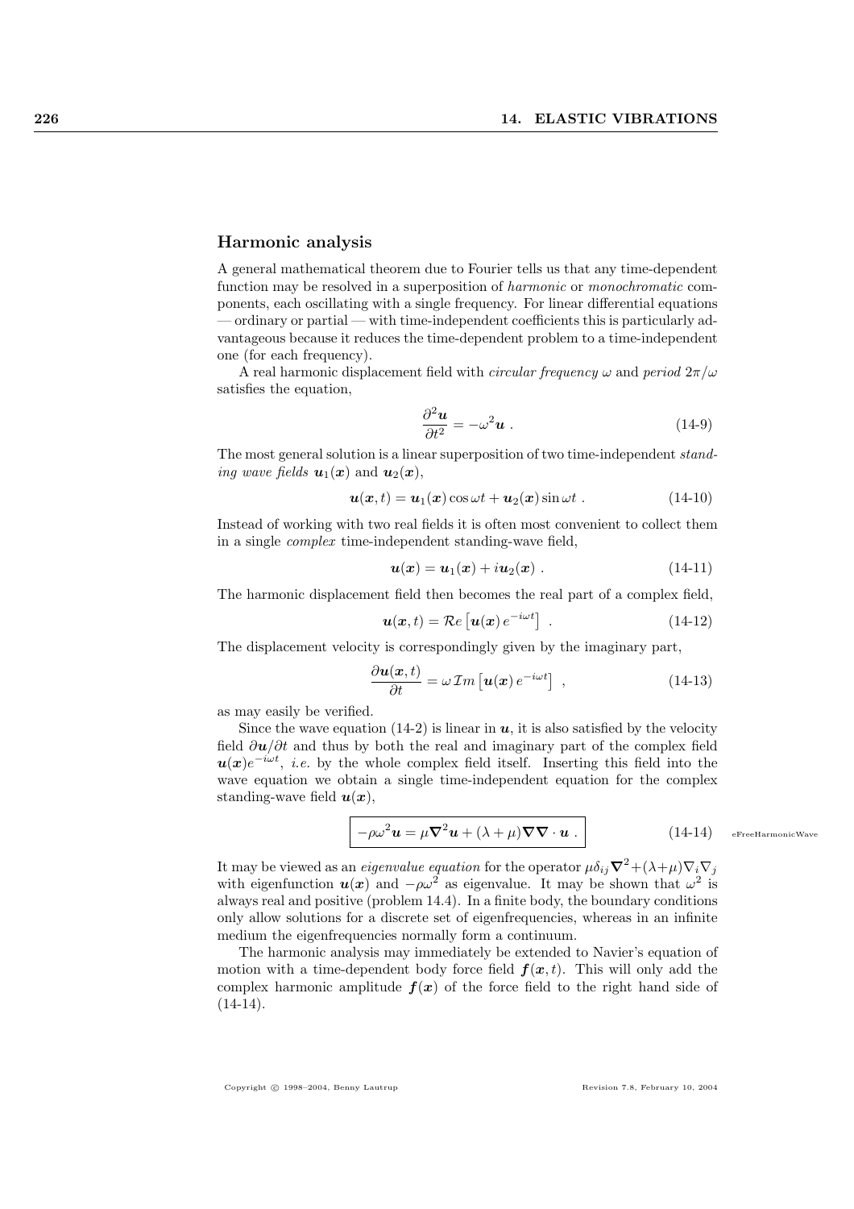## Harmonic analysis

A general mathematical theorem due to Fourier tells us that any time-dependent function may be resolved in a superposition of *harmonic* or *monochromatic* components, each oscillating with a single frequency. For linear differential equations — ordinary or partial — with time-independent coefficients this is particularly advantageous because it reduces the time-dependent problem to a time-independent one (for each frequency).

A real harmonic displacement field with *circular frequency* $\omega$ and *period* $2\pi/\omega$ satisfies the equation,

$$\frac{\partial^2 \boldsymbol{u}}{\partial t^2} = -\omega^2 \boldsymbol{u} \; . \tag{14-9}$$

The most general solution is a linear superposition of two time-independent *standing wave fields* $\boldsymbol{u}_1(\boldsymbol{x})$ and $\boldsymbol{u}_2(\boldsymbol{x})$,

$$\boldsymbol{u}(\boldsymbol{x}, t) = \boldsymbol{u}_1(\boldsymbol{x}) \cos \omega t + \boldsymbol{u}_2(\boldsymbol{x}) \sin \omega t \; . \tag{14-10}$$

Instead of working with two real fields it is often most convenient to collect them in a single *complex* time-independent standing-wave field,

$$\boldsymbol{u}(\boldsymbol{x}) = \boldsymbol{u}_1(\boldsymbol{x}) + i\boldsymbol{u}_2(\boldsymbol{x}) \; . \tag{14-11}$$

The harmonic displacement field then becomes the real part of a complex field,

$$\boldsymbol{u}(\boldsymbol{x}, t) = \mathcal{R}e \left[ \boldsymbol{u}(\boldsymbol{x})\, e^{-i\omega t} \right] \; . \tag{14-12}$$

The displacement velocity is correspondingly given by the imaginary part,

$$\frac{\partial \boldsymbol{u}(\boldsymbol{x}, t)}{\partial t} = \omega\, \mathcal{I}m \left[ \boldsymbol{u}(\boldsymbol{x})\, e^{-i\omega t} \right] \; , \tag{14-13}$$

as may easily be verified.

Since the wave equation (14-2) is linear in $\boldsymbol{u}$, it is also satisfied by the velocity field $\partial \boldsymbol{u}/\partial t$ and thus by both the real and imaginary part of the complex field $\boldsymbol{u}(\boldsymbol{x})e^{-i\omega t}$, *i.e.* by the whole complex field itself. Inserting this field into the wave equation we obtain a single time-independent equation for the complex standing-wave field $\boldsymbol{u}(\boldsymbol{x})$,

$$\boxed{-\rho\omega^2 \boldsymbol{u} = \mu \boldsymbol{\nabla}^2 \boldsymbol{u} + (\lambda + \mu) \boldsymbol{\nabla} \boldsymbol{\nabla} \cdot \boldsymbol{u} \; .} \tag{14-14}$$

It may be viewed as an *eigenvalue equation* for the operator $\mu \delta_{ij} \boldsymbol{\nabla}^2 + (\lambda + \mu) \nabla_i \nabla_j$ with eigenfunction $\boldsymbol{u}(\boldsymbol{x})$ and $-\rho\omega^2$ as eigenvalue. It may be shown that $\omega^2$ is always real and positive (problem 14.4). In a finite body, the boundary conditions only allow solutions for a discrete set of eigenfrequencies, whereas in an infinite medium the eigenfrequencies normally form a continuum.

The harmonic analysis may immediately be extended to Navier's equation of motion with a time-dependent body force field $\boldsymbol{f}(\boldsymbol{x}, t)$. This will only add the complex harmonic amplitude $\boldsymbol{f}(\boldsymbol{x})$ of the force field to the right hand side of (14-14).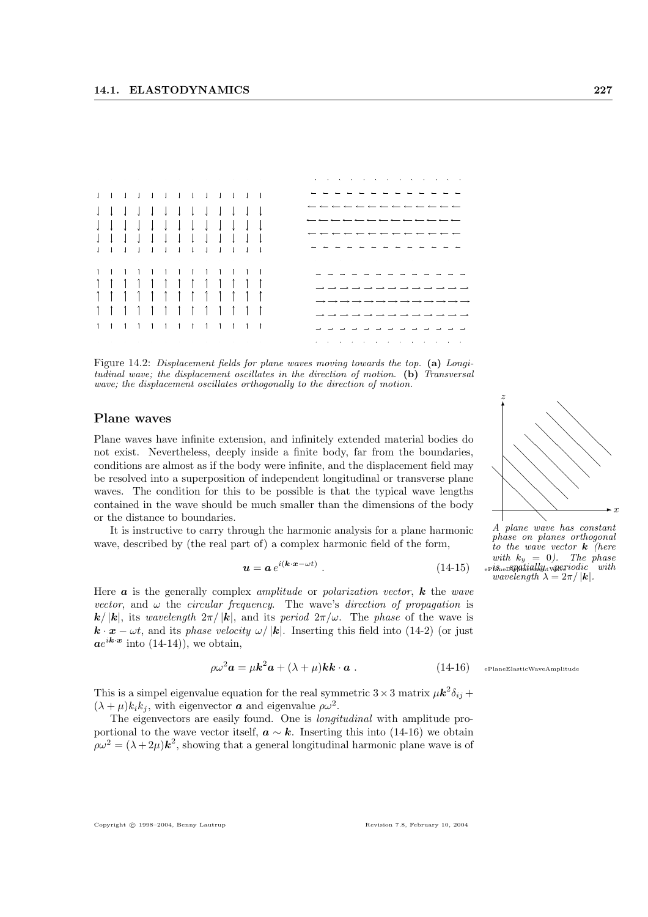Figure 14.2: *Displacement fields for plane waves moving towards the top.* **(a)** *Longitudinal wave; the displacement oscillates in the direction of motion.* **(b)** *Transversal wave; the displacement oscillates orthogonally to the direction of motion.*

## Plane waves

Plane waves have infinite extension, and infinitely extended material bodies do not exist. Nevertheless, deeply inside a finite body, far from the boundaries, conditions are almost as if the body were infinite, and the displacement field may be resolved into a superposition of independent longitudinal or transverse plane waves. The condition for this to be possible is that the typical wave lengths contained in the wave should be much smaller than the dimensions of the body or the distance to boundaries.

It is instructive to carry through the harmonic analysis for a plane harmonic wave, described by (the real part of) a complex harmonic field of the form,

$$\boldsymbol{u} = \boldsymbol{a}\, e^{i(\boldsymbol{k}\cdot\boldsymbol{x}-\omega t)} \;. \tag{14-15}$$

*A plane wave has constant phase on planes orthogonal to the wave vector $\boldsymbol{k}$ (here with $k_y = 0$). The phase is spatially periodic with wavelength $\lambda = 2\pi/|\boldsymbol{k}|$.*

Here $\boldsymbol{a}$ is the generally complex *amplitude* or *polarization vector*, $\boldsymbol{k}$ the *wave vector*, and $\omega$ the *circular frequency*. The wave's *direction of propagation* is $\boldsymbol{k}/|\boldsymbol{k}|$, its *wavelength* $2\pi/|\boldsymbol{k}|$, and its *period* $2\pi/\omega$. The *phase* of the wave is $\boldsymbol{k}\cdot\boldsymbol{x} - \omega t$, and its *phase velocity* $\omega/|\boldsymbol{k}|$. Inserting this field into (14-2) (or just $\boldsymbol{a}e^{i\boldsymbol{k}\cdot\boldsymbol{x}}$ into (14-14)), we obtain,

$$\rho\omega^2\boldsymbol{a} = \mu\boldsymbol{k}^2\boldsymbol{a} + (\lambda+\mu)\boldsymbol{k}\boldsymbol{k}\cdot\boldsymbol{a} \;. \tag{14-16}$$

This is a simpel eigenvalue equation for the real symmetric $3\times 3$ matrix $\mu\boldsymbol{k}^2\delta_{ij} + (\lambda+\mu)k_ik_j$, with eigenvector $\boldsymbol{a}$ and eigenvalue $\rho\omega^2$.

The eigenvectors are easily found. One is *longitudinal* with amplitude proportional to the wave vector itself, $\boldsymbol{a} \sim \boldsymbol{k}$. Inserting this into (14-16) we obtain $\rho\omega^2 = (\lambda+2\mu)\boldsymbol{k}^2$, showing that a general longitudinal harmonic plane wave is of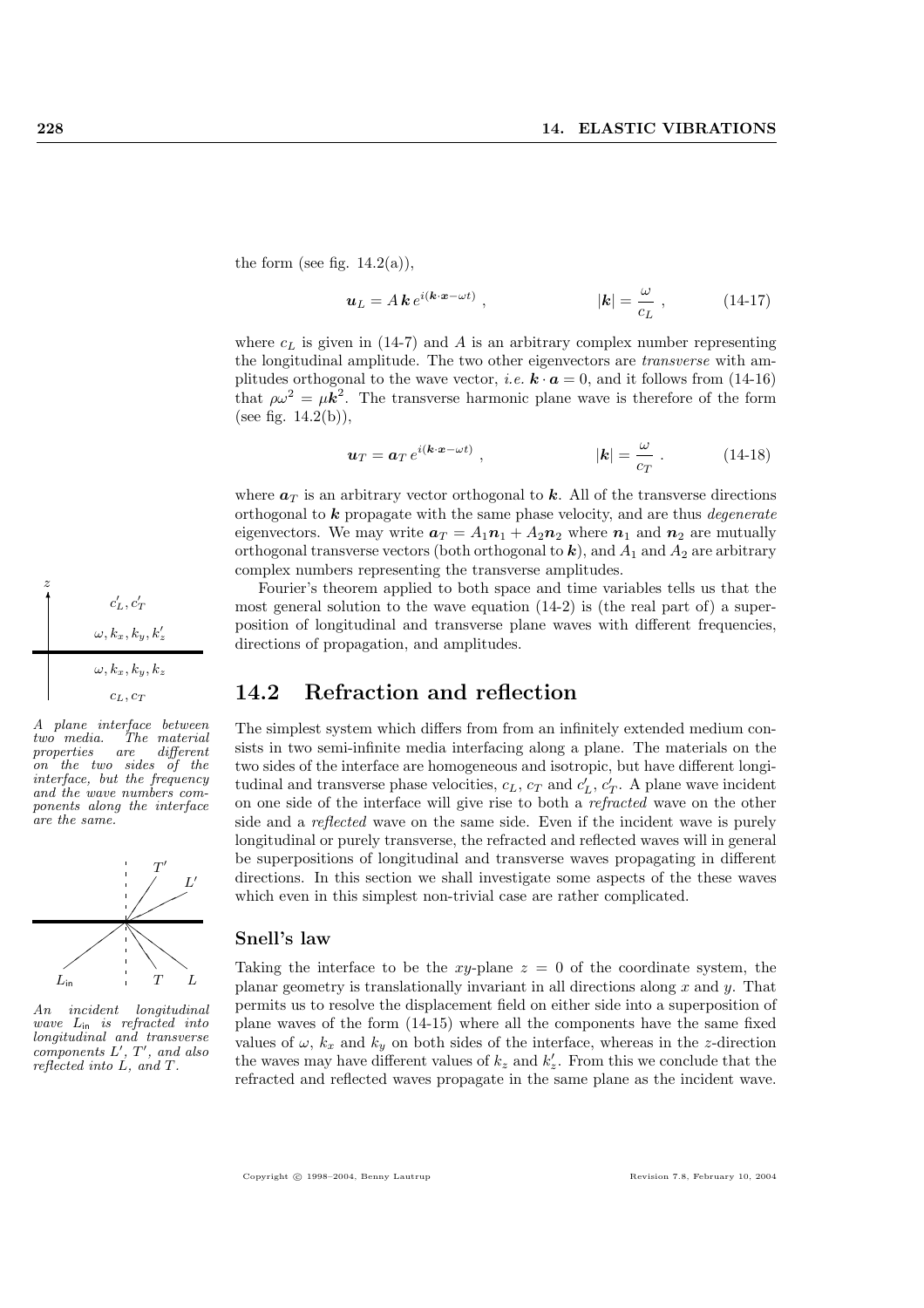the form (see fig. 14.2(a)),

$$\boldsymbol{u}_L = A\,\boldsymbol{k}\,e^{i(\boldsymbol{k}\cdot\boldsymbol{x}-\omega t)}\,, \qquad |\boldsymbol{k}| = \frac{\omega}{c_L}\,, \tag{14-17}$$

where $c_L$ is given in (14-7) and $A$ is an arbitrary complex number representing the longitudinal amplitude. The two other eigenvectors are *transverse* with amplitudes orthogonal to the wave vector, *i.e.* $\boldsymbol{k}\cdot\boldsymbol{a} = 0$, and it follows from (14-16) that $\rho\omega^2 = \mu\boldsymbol{k}^2$. The transverse harmonic plane wave is therefore of the form (see fig. 14.2(b)),

$$\boldsymbol{u}_T = \boldsymbol{a}_T\,e^{i(\boldsymbol{k}\cdot\boldsymbol{x}-\omega t)}\,, \qquad |\boldsymbol{k}| = \frac{\omega}{c_T}\,. \tag{14-18}$$

where $\boldsymbol{a}_T$ is an arbitrary vector orthogonal to $\boldsymbol{k}$. All of the transverse directions orthogonal to $\boldsymbol{k}$ propagate with the same phase velocity, and are thus *degenerate* eigenvectors. We may write $\boldsymbol{a}_T = A_1\boldsymbol{n}_1 + A_2\boldsymbol{n}_2$ where $\boldsymbol{n}_1$ and $\boldsymbol{n}_2$ are mutually orthogonal transverse vectors (both orthogonal to $\boldsymbol{k}$), and $A_1$ and $A_2$ are arbitrary complex numbers representing the transverse amplitudes.

Fourier's theorem applied to both space and time variables tells us that the most general solution to the wave equation (14-2) is (the real part of) a superposition of longitudinal and transverse plane waves with different frequencies, directions of propagation, and amplitudes.

## 14.2 Refraction and reflection

*A plane interface between two media. The material properties are different on the two sides of the interface, but the frequency and the wave numbers components along the interface are the same.*

The simplest system which differs from from an infinitely extended medium consists in two semi-infinite media interfacing along a plane. The materials on the two sides of the interface are homogeneous and isotropic, but have different longitudinal and transverse phase velocities, $c_L$, $c_T$ and $c'_L$, $c'_T$. A plane wave incident on one side of the interface will give rise to both a *refracted* wave on the other side and a *reflected* wave on the same side. Even if the incident wave is purely longitudinal or purely transverse, the refracted and reflected waves will in general be superpositions of longitudinal and transverse waves propagating in different directions. In this section we shall investigate some aspects of the these waves which even in this simplest non-trivial case are rather complicated.

*An incident longitudinal wave $L_{\text{in}}$ is refracted into longitudinal and transverse components $L'$, $T'$, and also reflected into $L$, and $T$.*

### Snell's law

Taking the interface to be the $xy$-plane $z = 0$ of the coordinate system, the planar geometry is translationally invariant in all directions along $x$ and $y$. That permits us to resolve the displacement field on either side into a superposition of plane waves of the form (14-15) where all the components have the same fixed values of $\omega$, $k_x$ and $k_y$ on both sides of the interface, whereas in the $z$-direction the waves may have different values of $k_z$ and $k'_z$. From this we conclude that the refracted and reflected waves propagate in the same plane as the incident wave.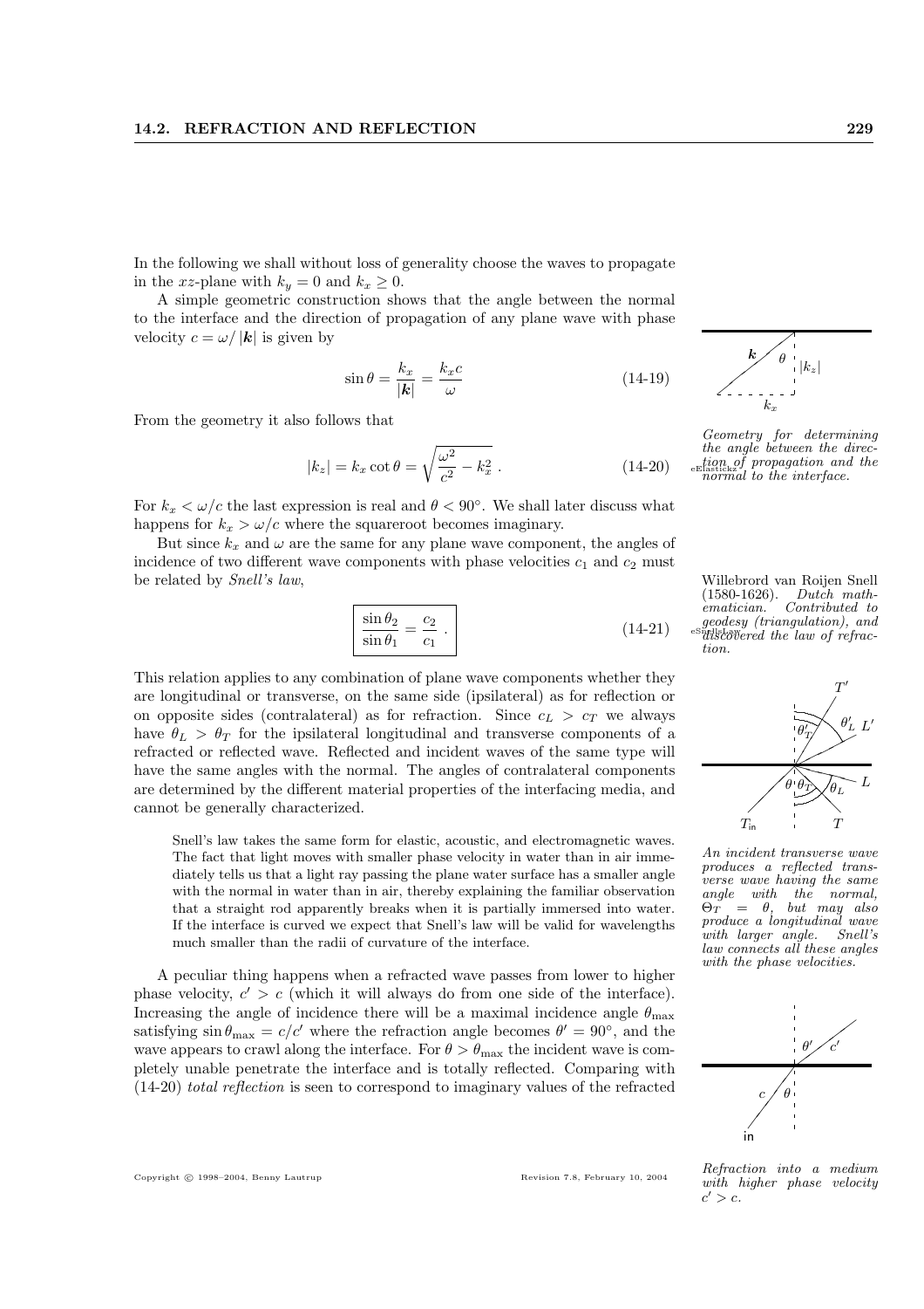In the following we shall without loss of generality choose the waves to propagate in the $xz$-plane with $k_y = 0$ and $k_x \geq 0$.

A simple geometric construction shows that the angle between the normal to the interface and the direction of propagation of any plane wave with phase velocity $c = \omega/|\boldsymbol{k}|$ is given by

$$\sin\theta = \frac{k_x}{|\boldsymbol{k}|} = \frac{k_x c}{\omega} \tag{14-19}$$

*Geometry for determining the angle between the direction of propagation and the normal to the interface.*

From the geometry it also follows that

$$|k_z| = k_x \cot\theta = \sqrt{\frac{\omega^2}{c^2} - k_x^2} \,. \tag{14-20}$$

For $k_x < \omega/c$ the last expression is real and $\theta < 90°$. We shall later discuss what happens for $k_x > \omega/c$ where the squareroot becomes imaginary.

But since $k_x$ and $\omega$ are the same for any plane wave component, the angles of incidence of two different wave components with phase velocities $c_1$ and $c_2$ must be related by *Snell's law*,

$$\boxed{\frac{\sin\theta_2}{\sin\theta_1} = \frac{c_2}{c_1}} \,. \tag{14-21}$$

Willebrord van Roijen Snell (1580-1626). *Dutch mathematician. Contributed to geodesy (triangulation), and discovered the law of refraction.*

This relation applies to any combination of plane wave components whether they are longitudinal or transverse, on the same side (ipsilateral) as for reflection or on opposite sides (contralateral) as for refraction. Since $c_L > c_T$ we always have $\theta_L > \theta_T$ for the ipsilateral longitudinal and transverse components of a refracted or reflected wave. Reflected and incident waves of the same type will have the same angles with the normal. The angles of contralateral components are determined by the different material properties of the interfacing media, and cannot be generally characterized.

*An incident transverse wave produces a reflected transverse wave having the same angle with the normal, $\Theta_T = \theta$, but may also produce a longitudinal wave with larger angle. Snell's law connects all these angles with the phase velocities.*

Snell's law takes the same form for elastic, acoustic, and electromagnetic waves. The fact that light moves with smaller phase velocity in water than in air immediately tells us that a light ray passing the plane water surface has a smaller angle with the normal in water than in air, thereby explaining the familiar observation that a straight rod apparently breaks when it is partially immersed into water. If the interface is curved we expect that Snell's law will be valid for wavelengths much smaller than the radii of curvature of the interface.

A peculiar thing happens when a refracted wave passes from lower to higher phase velocity, $c' > c$ (which it will always do from one side of the interface). Increasing the angle of incidence there will be a maximal incidence angle $\theta_{\max}$ satisfying $\sin\theta_{\max} = c/c'$ where the refraction angle becomes $\theta' = 90°$, and the wave appears to crawl along the interface. For $\theta > \theta_{\max}$ the incident wave is completely unable penetrate the interface and is totally reflected. Comparing with (14-20) *total reflection* is seen to correspond to imaginary values of the refracted

*Refraction into a medium with higher phase velocity $c' > c$.*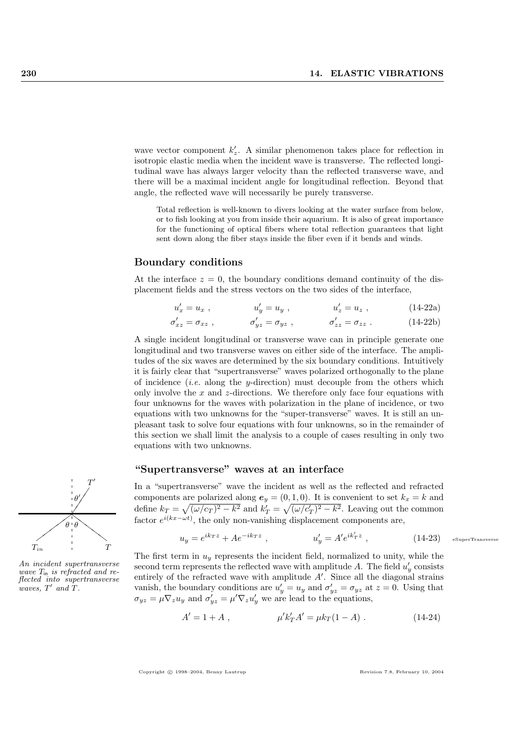wave vector component $k'_z$. A similar phenomenon takes place for reflection in isotropic elastic media when the incident wave is transverse. The reflected longitudinal wave has always larger velocity than the reflected transverse wave, and there will be a maximal incident angle for longitudinal reflection. Beyond that angle, the reflected wave will necessarily be purely transverse.

> Total reflection is well-known to divers looking at the water surface from below, or to fish looking at you from inside their aquarium. It is also of great importance for the functioning of optical fibers where total reflection guarantees that light sent down along the fiber stays inside the fiber even if it bends and winds.

### Boundary conditions

At the interface $z = 0$, the boundary conditions demand continuity of the displacement fields and the stress vectors on the two sides of the interface,

$$u'_x = u_x \ , \qquad u'_y = u_y \ , \qquad u'_z = u_z \ , \tag{14-22a}$$

$$\sigma'_{xz} = \sigma_{xz} \ , \qquad \sigma'_{yz} = \sigma_{yz} \ , \qquad \sigma'_{zz} = \sigma_{zz} \ . \tag{14-22b}$$

A single incident longitudinal or transverse wave can in principle generate one longitudinal and two transverse waves on either side of the interface. The amplitudes of the six waves are determined by the six boundary conditions. Intuitively it is fairly clear that "supertransverse" waves polarized orthogonally to the plane of incidence (*i.e.* along the $y$-direction) must decouple from the others which only involve the $x$ and $z$-directions. We therefore only face four equations with four unknowns for the waves with polarization in the plane of incidence, or two equations with two unknowns for the "super-transverse" waves. It is still an unpleasant task to solve four equations with four unknowns, so in the remainder of this section we shall limit the analysis to a couple of cases resulting in only two equations with two unknowns.

### "Supertransverse" waves at an interface

In a "supertransverse" wave the incident as well as the reflected and refracted components are polarized along $\boldsymbol{e}_y = (0, 1, 0)$. It is convenient to set $k_x = k$ and define $k_T = \sqrt{(\omega/c_T)^2 - k^2}$ and $k'_T = \sqrt{(\omega/c'_T)^2 - k^2}$. Leaving out the common factor $e^{i(kx-\omega t)}$, the only non-vanishing displacement components are,

$$u_y = e^{ik_T z} + A e^{-ik_T z} \ , \qquad u'_y = A' e^{ik'_T z} \ , \tag{14-23}$$

*An incident supertransverse wave $T_{\rm in}$ is refracted and reflected into supertransverse waves, $T'$ and $T$.*

The first term in $u_y$ represents the incident field, normalized to unity, while the second term represents the reflected wave with amplitude $A$. The field $u'_y$ consists entirely of the refracted wave with amplitude $A'$. Since all the diagonal strains vanish, the boundary conditions are $u'_y = u_y$ and $\sigma'_{yz} = \sigma_{yz}$ at $z = 0$. Using that $\sigma_{yz} = \mu \nabla_z u_y$ and $\sigma'_{yz} = \mu' \nabla_z u'_y$ we are lead to the equations,

$$A' = 1 + A \ , \qquad \mu' k'_T A' = \mu k_T (1 - A) \ . \tag{14-24}$$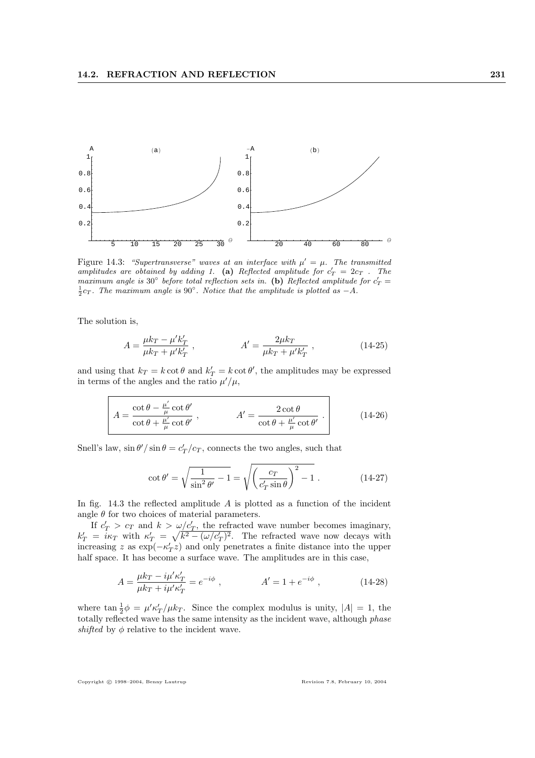Figure 14.3: *"Supertransverse" waves at an interface with $\mu' = \mu$. The transmitted amplitudes are obtained by adding 1.* **(a)** *Reflected amplitude for $c_T' = 2c_T$ . The maximum angle is 30° before total reflection sets in.* **(b)** *Reflected amplitude for $c_T' = \frac{1}{2}c_T$. The maximum angle is 90°. Notice that the amplitude is plotted as $-A$.*

The solution is,

$$A = \frac{\mu k_T - \mu' k_T'}{\mu k_T + \mu' k_T'} , \qquad\qquad A' = \frac{2\mu k_T}{\mu k_T + \mu' k_T'} , \tag{14-25}$$

and using that $k_T = k \cot\theta$ and $k_T' = k\cot\theta'$, the amplitudes may be expressed in terms of the angles and the ratio $\mu'/\mu$,

$$\boxed{A = \frac{\cot\theta - \frac{\mu'}{\mu}\cot\theta'}{\cot\theta + \frac{\mu'}{\mu}\cot\theta'} , \qquad\qquad A' = \frac{2\cot\theta}{\cot\theta + \frac{\mu'}{\mu}\cot\theta'} .} \tag{14-26}$$

Snell's law, $\sin\theta'/\sin\theta = c_T'/c_T$, connects the two angles, such that

$$\cot\theta' = \sqrt{\frac{1}{\sin^2\theta'} - 1} = \sqrt{\left(\frac{c_T}{c_T' \sin\theta}\right)^2 - 1} . \tag{14-27}$$

In fig. 14.3 the reflected amplitude $A$ is plotted as a function of the incident angle $\theta$ for two choices of material parameters.

If $c_T' > c_T$ and $k > \omega/c_T'$, the refracted wave number becomes imaginary, $k_T' = i\kappa_T$ with $\kappa_T' = \sqrt{k^2 - (\omega/c_T')^2}$. The refracted wave now decays with increasing $z$ as $\exp(-\kappa_T' z)$ and only penetrates a finite distance into the upper half space. It has become a surface wave. The amplitudes are in this case,

$$A = \frac{\mu k_T - i\mu'\kappa_T'}{\mu k_T + i\mu'\kappa_T'} = e^{-i\phi} , \qquad\qquad A' = 1 + e^{-i\phi} , \tag{14-28}$$

where $\tan\frac{1}{2}\phi = \mu'\kappa_T'/\mu k_T$. Since the complex modulus is unity, $|A| = 1$, the totally reflected wave has the same intensity as the incident wave, although *phase shifted* by $\phi$ relative to the incident wave.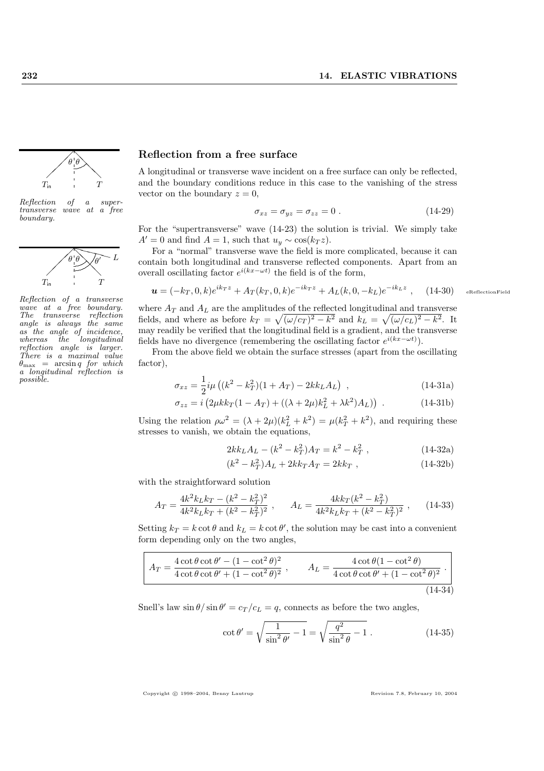*Reflection of a super-transverse wave at a free boundary.*

*Reflection of a transverse wave at a free boundary. The transverse reflection angle is always the same as the angle of incidence, whereas the longitudinal reflection angle is larger. There is a maximal value $\theta_{\max} = \arcsin q$ for which a longitudinal reflection is possible.*

## Reflection from a free surface

A longitudinal or transverse wave incident on a free surface can only be reflected, and the boundary conditions reduce in this case to the vanishing of the stress vector on the boundary $z = 0$,

$$\sigma_{xz} = \sigma_{yz} = \sigma_{zz} = 0 \ . \tag{14-29}$$

For the "supertransverse" wave (14-23) the solution is trivial. We simply take $A' = 0$ and find $A = 1$, such that $u_y \sim \cos(k_T z)$.

For a "normal" transverse wave the field is more complicated, because it can contain both longitudinal and transverse reflected components. Apart from an overall oscillating factor $e^{i(kx-\omega t)}$ the field is of the form,

$$\boldsymbol{u} = (-k_T, 0, k)e^{ik_T z} + A_T(k_T, 0, k)e^{-ik_T z} + A_L(k, 0, -k_L)e^{-ik_L z} \ , \tag{14-30}$$

where $A_T$ and $A_L$ are the amplitudes of the reflected longitudinal and transverse fields, and where as before $k_T = \sqrt{(\omega/c_T)^2 - k^2}$ and $k_L = \sqrt{(\omega/c_L)^2 - k^2}$. It may readily be verified that the longitudinal field is a gradient, and the transverse fields have no divergence (remembering the oscillating factor $e^{i(kx-\omega t)}$).

From the above field we obtain the surface stresses (apart from the oscillating factor),

$$\sigma_{xz} = \frac{1}{2} i\mu \left((k^2 - k_T^2)(1 + A_T) - 2kk_L A_L\right) \ , \tag{14-31a}$$

$$\sigma_{zz} = i\left(2\mu k k_T(1 - A_T) + ((\lambda + 2\mu)k_L^2 + \lambda k^2)A_L)\right) \ . \tag{14-31b}$$

Using the relation $\rho\omega^2 = (\lambda + 2\mu)(k_L^2 + k^2) = \mu(k_T^2 + k^2)$, and requiring these stresses to vanish, we obtain the equations,

$$2kk_L A_L - (k^2 - k_T^2)A_T = k^2 - k_T^2 \ , \tag{14-32a}$$

$$(k^2 - k_T^2)A_L + 2kk_T A_T = 2kk_T \ , \tag{14-32b}$$

with the straightforward solution

$$A_T = \frac{4k^2 k_L k_T - (k^2 - k_T^2)^2}{4k^2 k_L k_T + (k^2 - k_T^2)^2} \ , \qquad A_L = \frac{4kk_T(k^2 - k_T^2)}{4k^2 k_L k_T + (k^2 - k_T^2)^2} \ , \tag{14-33}$$

Setting $k_T = k\cot\theta$ and $k_L = k\cot\theta'$, the solution may be cast into a convenient form depending only on the two angles,

$$\boxed{A_T = \frac{4\cot\theta\cot\theta' - (1 - \cot^2\theta)^2}{4\cot\theta\cot\theta' + (1 - \cot^2\theta)^2} \ , \qquad A_L = \frac{4\cot\theta(1 - \cot^2\theta)}{4\cot\theta\cot\theta' + (1 - \cot^2\theta)^2} \ .} \tag{14-34}$$

Snell's law $\sin\theta/\sin\theta' = c_T/c_L = q$, connects as before the two angles,

$$\cot\theta' = \sqrt{\frac{1}{\sin^2\theta'} - 1} = \sqrt{\frac{q^2}{\sin^2\theta} - 1} \ . \tag{14-35}$$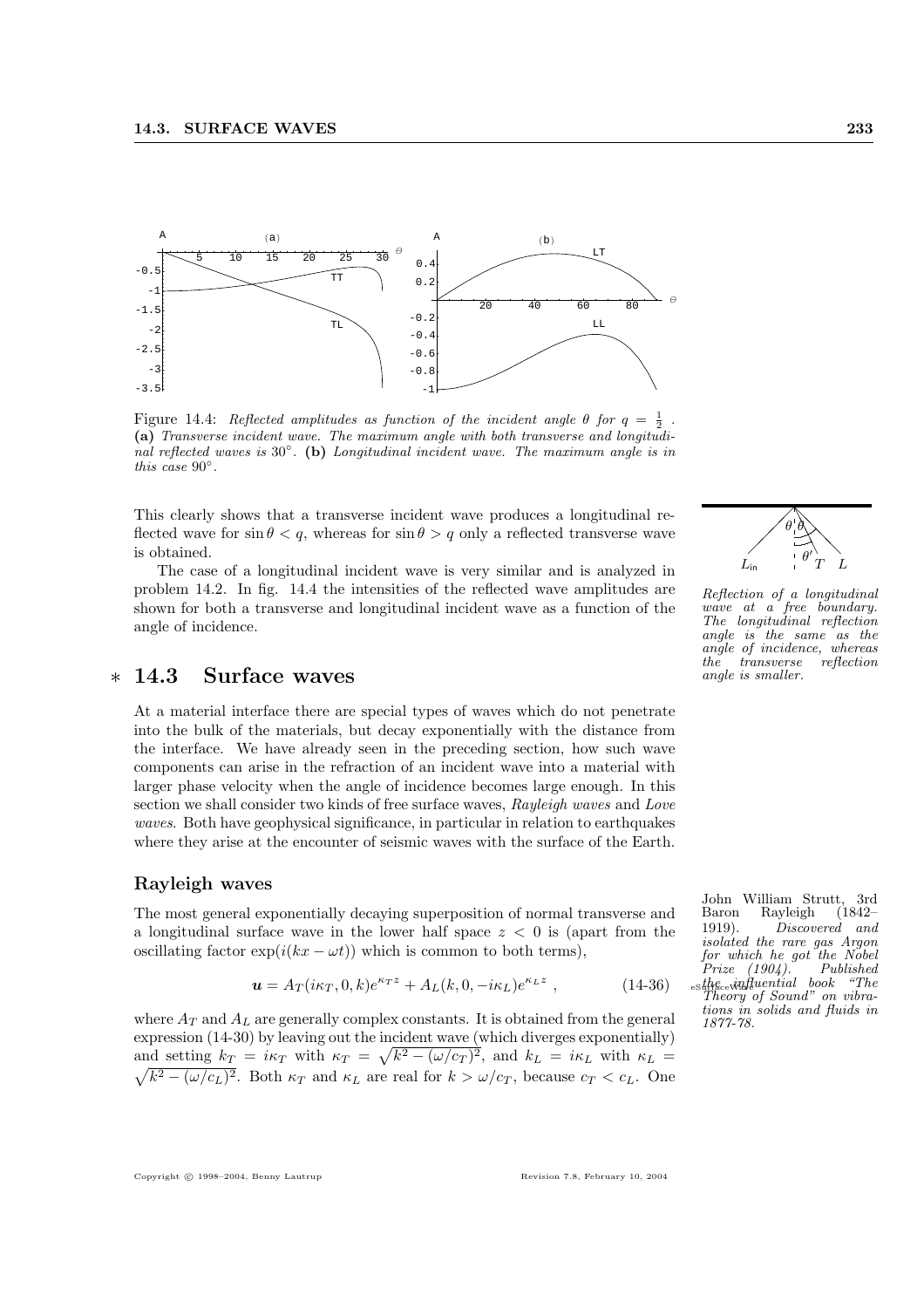Figure 14.4: *Reflected amplitudes as function of the incident angle $\theta$ for $q = \frac{1}{2}$.* **(a)** *Transverse incident wave. The maximum angle with both transverse and longitudinal reflected waves is 30°.* **(b)** *Longitudinal incident wave. The maximum angle is in this case 90°.*

This clearly shows that a transverse incident wave produces a longitudinal reflected wave for $\sin\theta < q$, whereas for $\sin\theta > q$ only a reflected transverse wave is obtained.

The case of a longitudinal incident wave is very similar and is analyzed in problem 14.2. In fig. 14.4 the intensities of the reflected wave amplitudes are shown for both a transverse and longitudinal incident wave as a function of the angle of incidence.

*Reflection of a longitudinal wave at a free boundary. The longitudinal reflection angle is the same as the angle of incidence, whereas the transverse reflection angle is smaller.*

## ∗ 14.3 Surface waves

At a material interface there are special types of waves which do not penetrate into the bulk of the materials, but decay exponentially with the distance from the interface. We have already seen in the preceding section, how such wave components can arise in the refraction of an incident wave into a material with larger phase velocity when the angle of incidence becomes large enough. In this section we shall consider two kinds of free surface waves, *Rayleigh waves* and *Love waves*. Both have geophysical significance, in particular in relation to earthquakes where they arise at the encounter of seismic waves with the surface of the Earth.

### Rayleigh waves

The most general exponentially decaying superposition of normal transverse and a longitudinal surface wave in the lower half space $z < 0$ is (apart from the oscillating factor $\exp(i(kx - \omega t))$ which is common to both terms),

$$\boldsymbol{u} = A_T(i\kappa_T, 0, k)e^{\kappa_T z} + A_L(k, 0, -i\kappa_L)e^{\kappa_L z}, \tag{14-36}$$

where $A_T$ and $A_L$ are generally complex constants. It is obtained from the general expression (14-30) by leaving out the incident wave (which diverges exponentially) and setting $k_T = i\kappa_T$ with $\kappa_T = \sqrt{k^2 - (\omega/c_T)^2}$, and $k_L = i\kappa_L$ with $\kappa_L = \sqrt{k^2 - (\omega/c_L)^2}$. Both $\kappa_T$ and $\kappa_L$ are real for $k > \omega/c_T$, because $c_T < c_L$. One

John William Strutt, 3rd Baron Rayleigh (1842–1919). *Discovered and isolated the rare gas Argon for which he got the Nobel Prize (1904). Published the influential book "The Theory of Sound" on vibrations in solids and fluids in 1877-78.*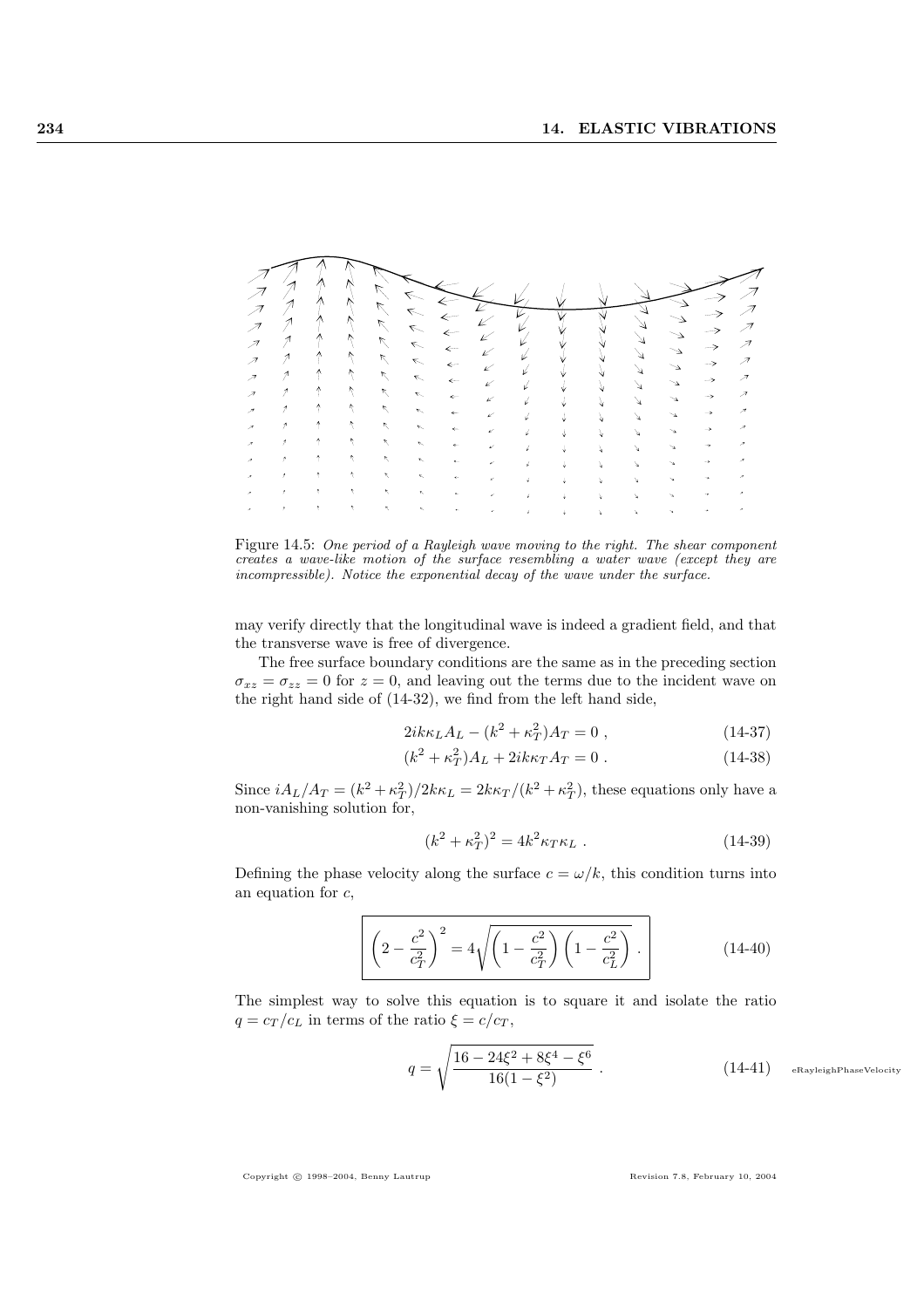Figure 14.5: *One period of a Rayleigh wave moving to the right. The shear component creates a wave-like motion of the surface resembling a water wave (except they are incompressible). Notice the exponential decay of the wave under the surface.*

may verify directly that the longitudinal wave is indeed a gradient field, and that the transverse wave is free of divergence.

The free surface boundary conditions are the same as in the preceding section $\sigma_{xz} = \sigma_{zz} = 0$ for $z = 0$, and leaving out the terms due to the incident wave on the right hand side of (14-32), we find from the left hand side,

$$2ik\kappa_L A_L - (k^2 + \kappa_T^2)A_T = 0 \ , \tag{14-37}$$

$$(k^2 + \kappa_T^2)A_L + 2ik\kappa_T A_T = 0 \ . \tag{14-38}$$

Since $iA_L/A_T = (k^2 + \kappa_T^2)/2k\kappa_L = 2k\kappa_T/(k^2 + \kappa_T^2)$, these equations only have a non-vanishing solution for,

$$(k^2 + \kappa_T^2)^2 = 4k^2\kappa_T\kappa_L \ . \tag{14-39}$$

Defining the phase velocity along the surface $c = \omega/k$, this condition turns into an equation for $c$,

$$\boxed{\left(2 - \frac{c^2}{c_T^2}\right)^2 = 4\sqrt{\left(1 - \frac{c^2}{c_T^2}\right)\left(1 - \frac{c^2}{c_L^2}\right)} \ .} \tag{14-40}$$

The simplest way to solve this equation is to square it and isolate the ratio $q = c_T/c_L$ in terms of the ratio $\xi = c/c_T$,

$$q = \sqrt{\frac{16 - 24\xi^2 + 8\xi^4 - \xi^6}{16(1 - \xi^2)}} \ . \tag{14-41}$$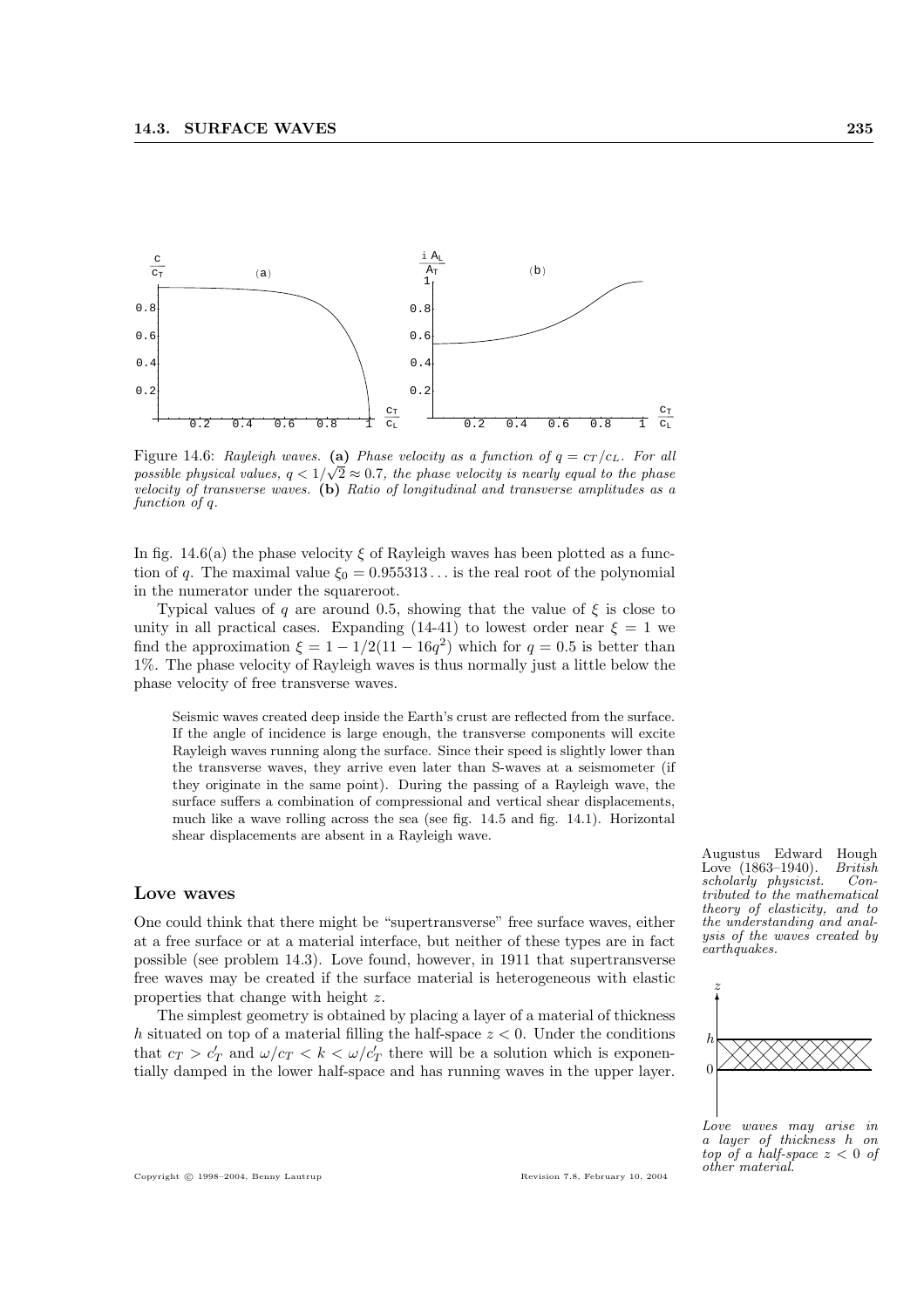Figure 14.6: *Rayleigh waves.* **(a)** *Phase velocity as a function of $q = c_T/c_L$. For all possible physical values, $q < 1/\sqrt{2} \approx 0.7$, the phase velocity is nearly equal to the phase velocity of transverse waves.* **(b)** *Ratio of longitudinal and transverse amplitudes as a function of $q$.*

In fig. 14.6(a) the phase velocity $\xi$ of Rayleigh waves has been plotted as a function of $q$. The maximal value $\xi_0 = 0.955313\ldots$ is the real root of the polynomial in the numerator under the squareroot.

Typical values of $q$ are around 0.5, showing that the value of $\xi$ is close to unity in all practical cases. Expanding (14-41) to lowest order near $\xi = 1$ we find the approximation $\xi = 1 - 1/2(11 - 16q^2)$ which for $q = 0.5$ is better than 1%. The phase velocity of Rayleigh waves is thus normally just a little below the phase velocity of free transverse waves.

Seismic waves created deep inside the Earth's crust are reflected from the surface. If the angle of incidence is large enough, the transverse components will excite Rayleigh waves running along the surface. Since their speed is slightly lower than the transverse waves, they arrive even later than S-waves at a seismometer (if they originate in the same point). During the passing of a Rayleigh wave, the surface suffers a combination of compressional and vertical shear displacements, much like a wave rolling across the sea (see fig. 14.5 and fig. 14.1). Horizontal shear displacements are absent in a Rayleigh wave.

## Love waves

Augustus Edward Hough Love (1863–1940). *British scholarly physicist. Contributed to the mathematical theory of elasticity, and to the understanding and analysis of the waves created by earthquakes.*

One could think that there might be "supertransverse" free surface waves, either at a free surface or at a material interface, but neither of these types are in fact possible (see problem 14.3). Love found, however, in 1911 that supertransverse free waves may be created if the surface material is heterogeneous with elastic properties that change with height $z$.

The simplest geometry is obtained by placing a layer of a material of thickness $h$ situated on top of a material filling the half-space $z < 0$. Under the conditions that $c_T > c'_T$ and $\omega/c_T < k < \omega/c'_T$ there will be a solution which is exponentially damped in the lower half-space and has running waves in the upper layer.

*Love waves may arise in a layer of thickness $h$ on top of a half-space $z < 0$ of other material.*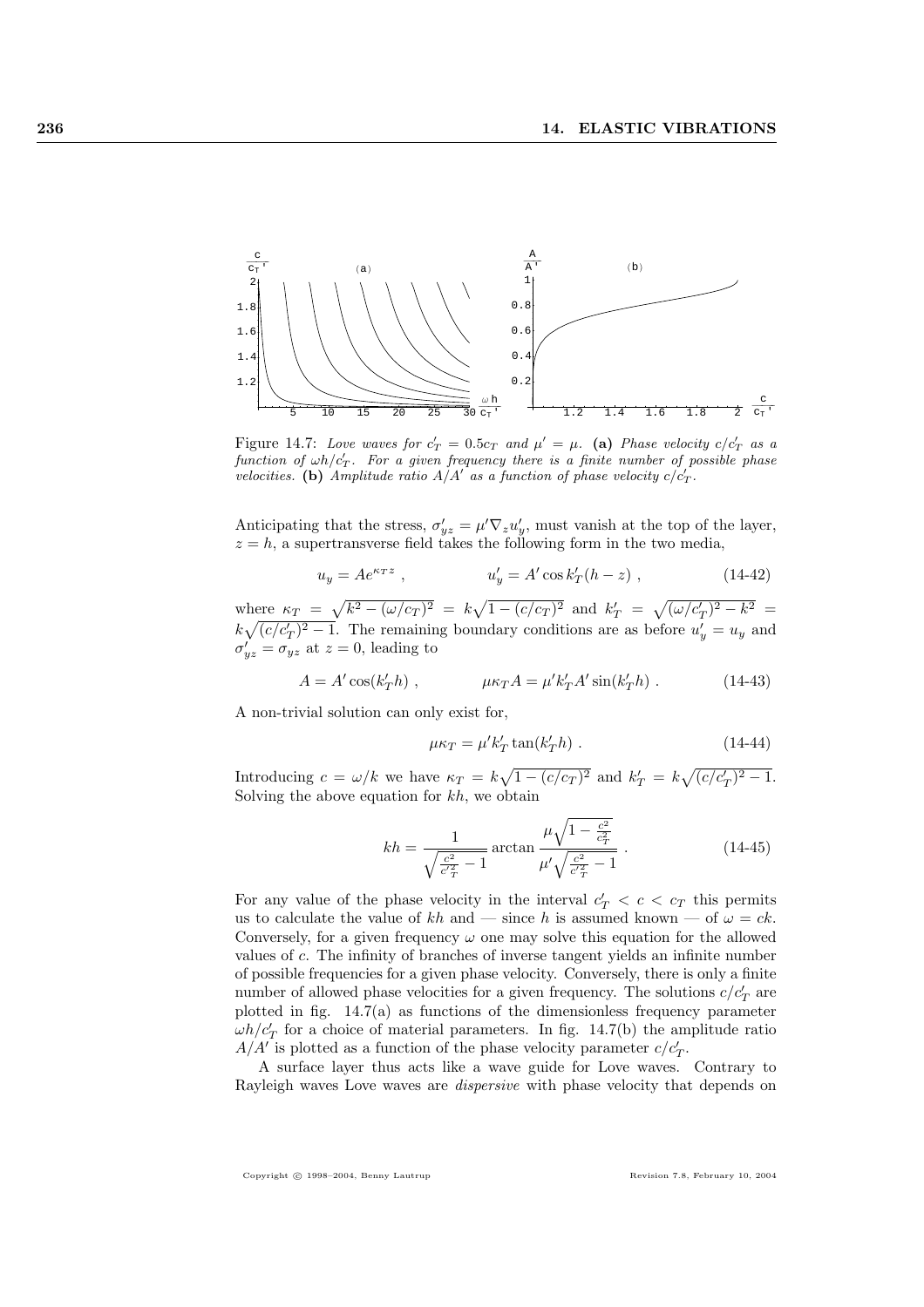Figure 14.7: *Love waves for $c'_T = 0.5 c_T$ and $\mu' = \mu$.* **(a)** *Phase velocity $c/c'_T$ as a function of $\omega h/c'_T$. For a given frequency there is a finite number of possible phase velocities.* **(b)** *Amplitude ratio $A/A'$ as a function of phase velocity $c/c'_T$.*

Anticipating that the stress, $\sigma'_{yz} = \mu' \nabla_z u'_y$, must vanish at the top of the layer, $z = h$, a supertransverse field takes the following form in the two media,

$$u_y = A e^{\kappa_T z} , \qquad u'_y = A' \cos k'_T (h - z) , \tag{14-42}$$

where $\kappa_T = \sqrt{k^2 - (\omega/c_T)^2} = k\sqrt{1 - (c/c_T)^2}$ and $k'_T = \sqrt{(\omega/c'_T)^2 - k^2} = k\sqrt{(c/c'_T)^2 - 1}$. The remaining boundary conditions are as before $u'_y = u_y$ and $\sigma'_{yz} = \sigma_{yz}$ at $z = 0$, leading to

$$A = A' \cos(k'_T h) , \qquad \mu \kappa_T A = \mu' k'_T A' \sin(k'_T h) . \tag{14-43}$$

A non-trivial solution can only exist for,

$$\mu \kappa_T = \mu' k'_T \tan(k'_T h) . \tag{14-44}$$

Introducing $c = \omega/k$ we have $\kappa_T = k\sqrt{1 - (c/c_T)^2}$ and $k'_T = k\sqrt{(c/c'_T)^2 - 1}$. Solving the above equation for $kh$, we obtain

$$kh = \frac{1}{\sqrt{\frac{c^2}{c'^2_T} - 1}} \arctan \frac{\mu\sqrt{1 - \frac{c^2}{c_T^2}}}{\mu'\sqrt{\frac{c^2}{c'^2_T} - 1}} . \tag{14-45}$$

For any value of the phase velocity in the interval $c'_T < c < c_T$ this permits us to calculate the value of $kh$ and — since $h$ is assumed known — of $\omega = ck$. Conversely, for a given frequency $\omega$ one may solve this equation for the allowed values of $c$. The infinity of branches of inverse tangent yields an infinite number of possible frequencies for a given phase velocity. Conversely, there is only a finite number of allowed phase velocities for a given frequency. The solutions $c/c'_T$ are plotted in fig. 14.7(a) as functions of the dimensionless frequency parameter $\omega h/c'_T$ for a choice of material parameters. In fig. 14.7(b) the amplitude ratio $A/A'$ is plotted as a function of the phase velocity parameter $c/c'_T$.

A surface layer thus acts like a wave guide for Love waves. Contrary to Rayleigh waves Love waves are *dispersive* with phase velocity that depends on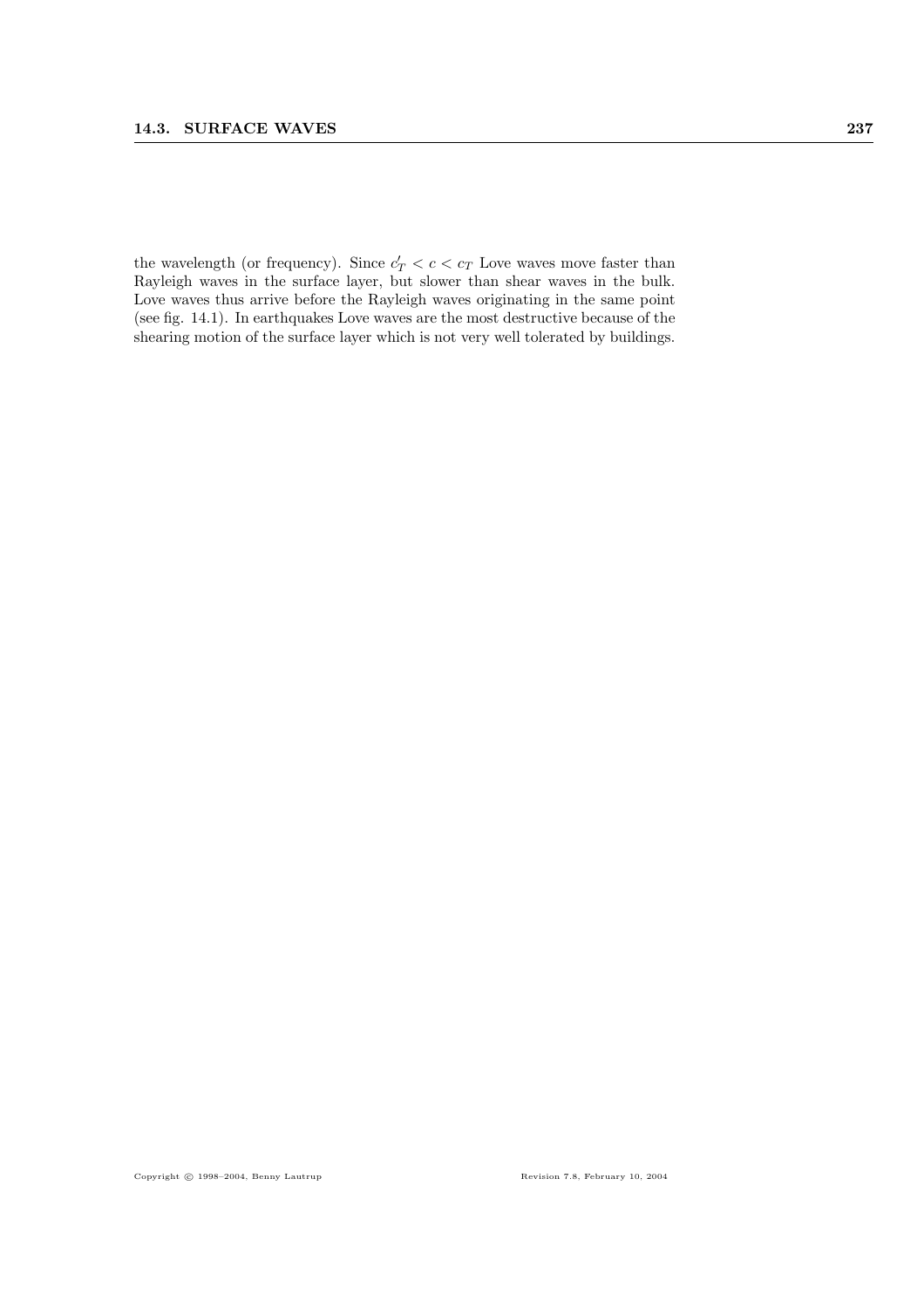the wavelength (or frequency). Since $c'_T < c < c_T$ Love waves move faster than Rayleigh waves in the surface layer, but slower than shear waves in the bulk. Love waves thus arrive before the Rayleigh waves originating in the same point (see fig. 14.1). In earthquakes Love waves are the most destructive because of the shearing motion of the surface layer which is not very well tolerated by buildings.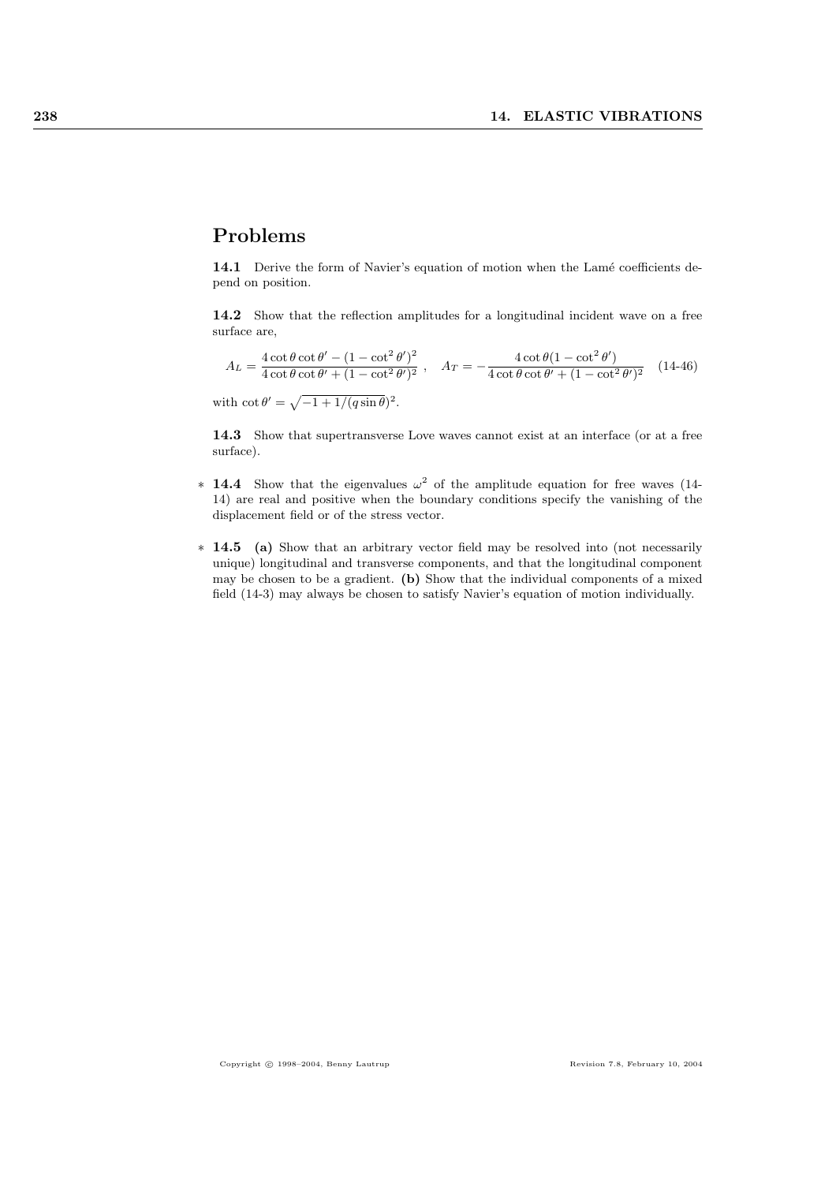## Problems

**14.1** Derive the form of Navier's equation of motion when the Lamé coefficients depend on position.

**14.2** Show that the reflection amplitudes for a longitudinal incident wave on a free surface are,

$$A_L = \frac{4\cot\theta\cot\theta' - (1-\cot^2\theta')^2}{4\cot\theta\cot\theta' + (1-\cot^2\theta')^2}\ , \quad A_T = -\frac{4\cot\theta(1-\cot^2\theta')}{4\cot\theta\cot\theta' + (1-\cot^2\theta')^2} \tag{14-46}$$

with $\cot\theta' = \sqrt{-1 + 1/(q\sin\theta)^2}$.

**14.3** Show that supertransverse Love waves cannot exist at an interface (or at a free surface).

\* **14.4** Show that the eigenvalues $\omega^2$ of the amplitude equation for free waves (14-14) are real and positive when the boundary conditions specify the vanishing of the displacement field or of the stress vector.

\* **14.5** **(a)** Show that an arbitrary vector field may be resolved into (not necessarily unique) longitudinal and transverse components, and that the longitudinal component may be chosen to be a gradient. **(b)** Show that the individual components of a mixed field (14-3) may always be chosen to satisfy Navier's equation of motion individually.